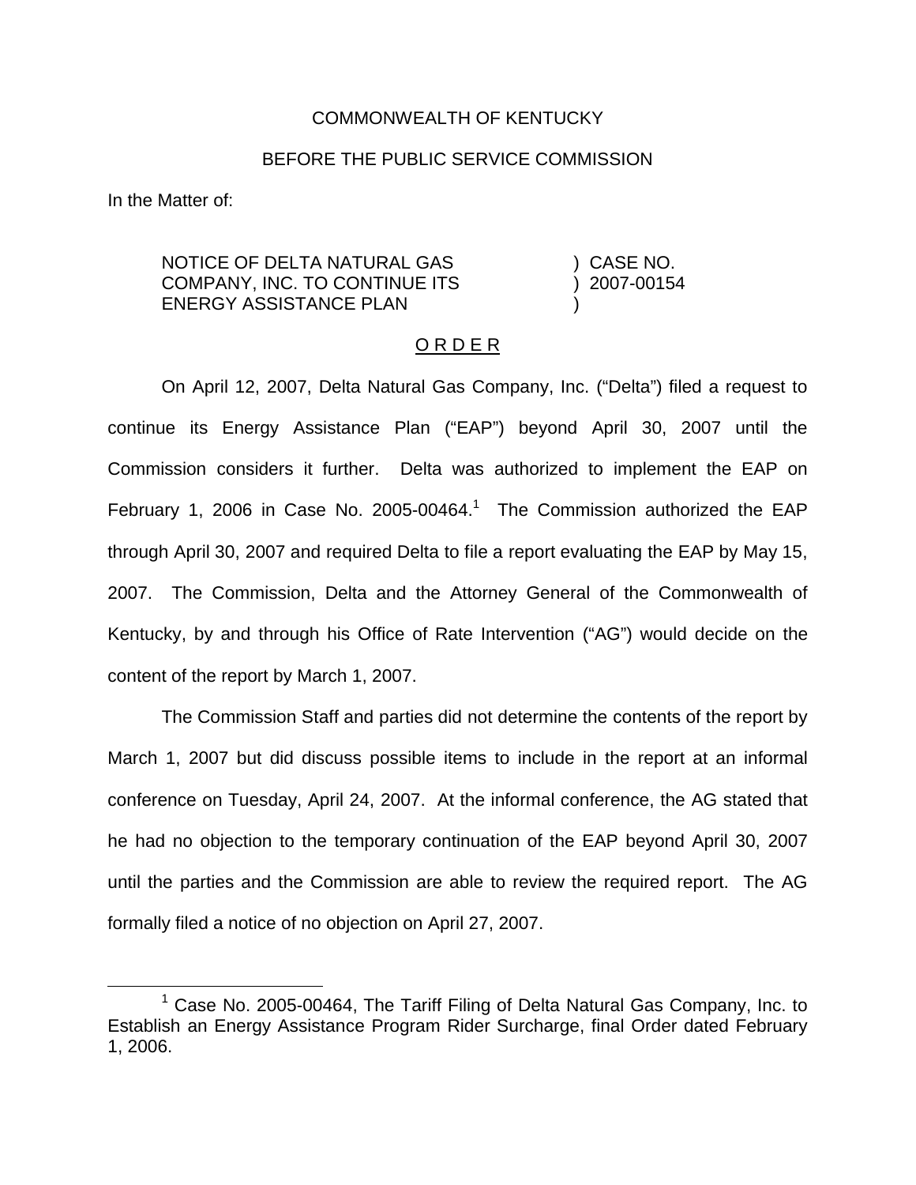COMMONWEALTH OF KENTUCKY

BEFORE THE PUBLIC SERVICE COMMISSION

In the Matter of:

| | |
|---|---|
| NOTICE OF DELTA NATURAL GAS COMPANY, INC. TO CONTINUE ITS ENERGY ASSISTANCE PLAN | ) CASE NO. ) 2007-00154 ) |

O R D E R

On April 12, 2007, Delta Natural Gas Company, Inc. ("Delta") filed a request to continue its Energy Assistance Plan ("EAP") beyond April 30, 2007 until the Commission considers it further. Delta was authorized to implement the EAP on February 1, 2006 in Case No. 2005-00464.[1] The Commission authorized the EAP through April 30, 2007 and required Delta to file a report evaluating the EAP by May 15, 2007. The Commission, Delta and the Attorney General of the Commonwealth of Kentucky, by and through his Office of Rate Intervention ("AG") would decide on the content of the report by March 1, 2007.

The Commission Staff and parties did not determine the contents of the report by March 1, 2007 but did discuss possible items to include in the report at an informal conference on Tuesday, April 24, 2007. At the informal conference, the AG stated that he had no objection to the temporary continuation of the EAP beyond April 30, 2007 until the parties and the Commission are able to review the required report. The AG formally filed a notice of no objection on April 27, 2007.

[1] Case No. 2005-00464, The Tariff Filing of Delta Natural Gas Company, Inc. to Establish an Energy Assistance Program Rider Surcharge, final Order dated February 1, 2006.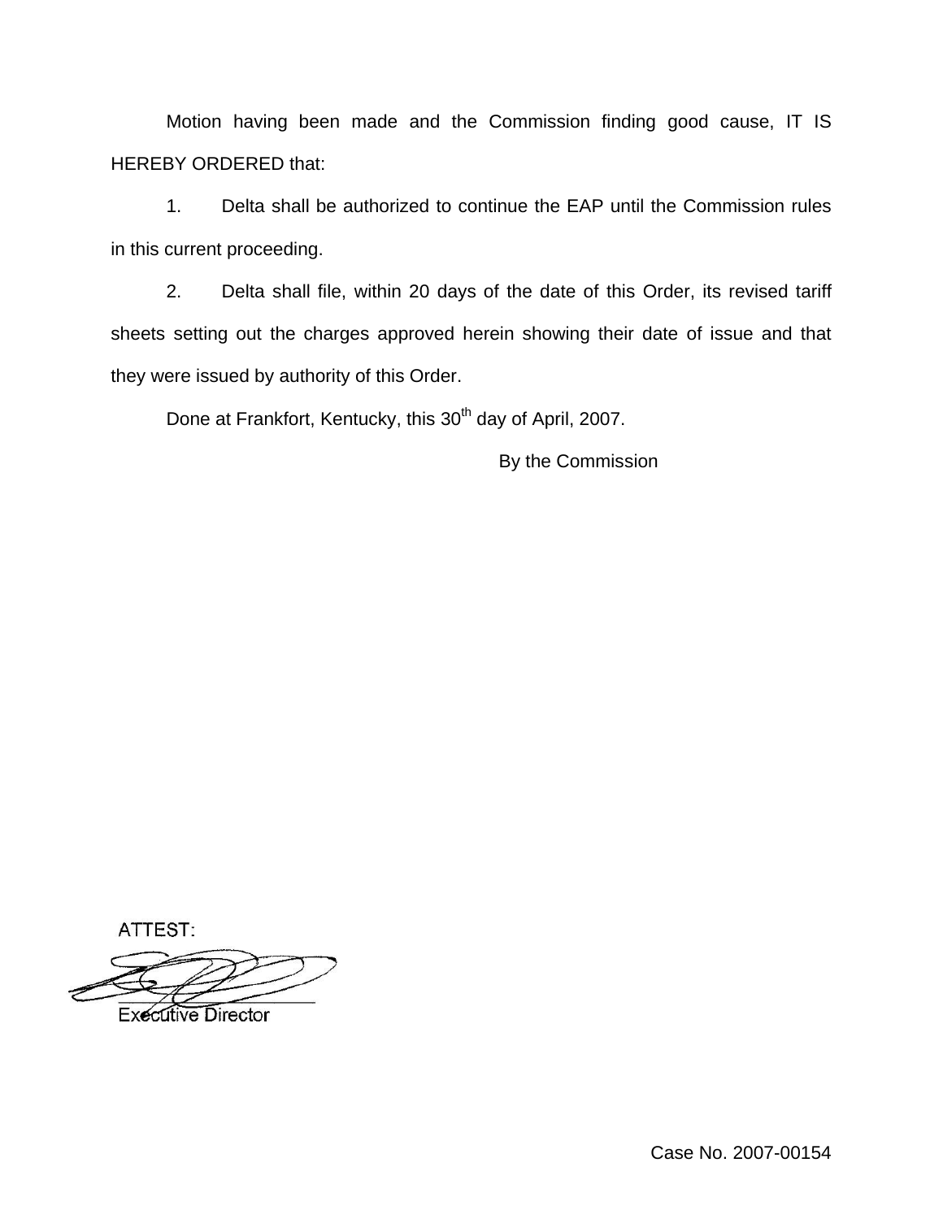Motion having been made and the Commission finding good cause, IT IS HEREBY ORDERED that:

1. Delta shall be authorized to continue the EAP until the Commission rules in this current proceeding.

2. Delta shall file, within 20 days of the date of this Order, its revised tariff sheets setting out the charges approved herein showing their date of issue and that they were issued by authority of this Order.

Done at Frankfort, Kentucky, this 30th day of April, 2007.

By the Commission

ATTEST:

Executive Director

Case No. 2007-00154